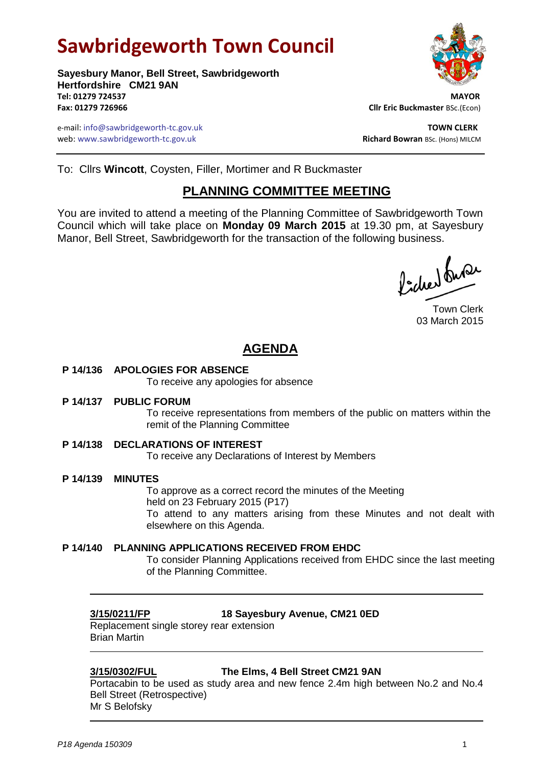# Sawbridgeworth Town Council

**Sayesbury Manor, Bell Street, Sawbridgeworth**
**Hertfordshire CM21 9AN**
**Tel: 01279 724537**
**Fax: 01279 726966**

e-mail: info@sawbridgeworth-tc.gov.uk
web: www.sawbridgeworth-tc.gov.uk

**MAYOR**
**Cllr Eric Buckmaster** BSc.(Econ)

**TOWN CLERK**
**Richard Bowran** BSc. (Hons) MILCM

To: Cllrs **Wincott**, Coysten, Filler, Mortimer and R Buckmaster

## PLANNING COMMITTEE MEETING

You are invited to attend a meeting of the Planning Committee of Sawbridgeworth Town Council which will take place on **Monday 09 March 2015** at 19.30 pm, at Sayesbury Manor, Bell Street, Sawbridgeworth for the transaction of the following business.

Town Clerk
03 March 2015

## AGENDA

**P 14/136 APOLOGIES FOR ABSENCE**
To receive any apologies for absence

**P 14/137 PUBLIC FORUM**
To receive representations from members of the public on matters within the remit of the Planning Committee

**P 14/138 DECLARATIONS OF INTEREST**
To receive any Declarations of Interest by Members

**P 14/139 MINUTES**
To approve as a correct record the minutes of the Meeting held on 23 February 2015 (P17)
To attend to any matters arising from these Minutes and not dealt with elsewhere on this Agenda.

**P 14/140 PLANNING APPLICATIONS RECEIVED FROM EHDC**
To consider Planning Applications received from EHDC since the last meeting of the Planning Committee.

---

**3/15/0211/FP** **18 Sayesbury Avenue, CM21 0ED**
Replacement single storey rear extension
Brian Martin

---

**3/15/0302/FUL** **The Elms, 4 Bell Street CM21 9AN**
Portacabin to be used as study area and new fence 2.4m high between No.2 and No.4 Bell Street (Retrospective)
Mr S Belofsky

---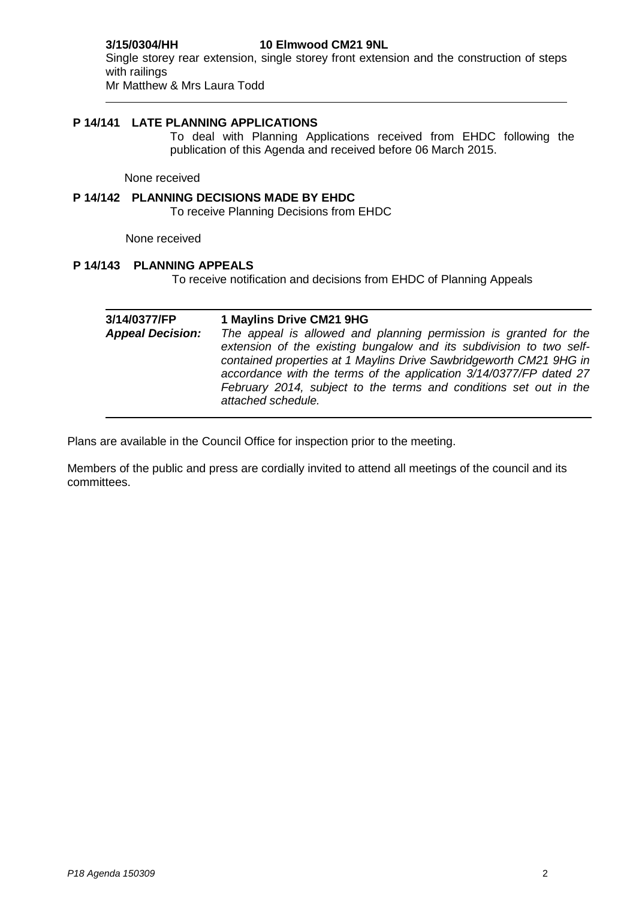**3/15/0304/HH** **10 Elmwood CM21 9NL**

Single storey rear extension, single storey front extension and the construction of steps with railings

Mr Matthew & Mrs Laura Todd

---

## P 14/141 LATE PLANNING APPLICATIONS

To deal with Planning Applications received from EHDC following the publication of this Agenda and received before 06 March 2015.

None received

## P 14/142 PLANNING DECISIONS MADE BY EHDC

To receive Planning Decisions from EHDC

None received

## P 14/143 PLANNING APPEALS

To receive notification and decisions from EHDC of Planning Appeals

| | |
|---|---|
| **3/14/0377/FP** | **1 Maylins Drive CM21 9HG** |
| ***Appeal Decision:*** | *The appeal is allowed and planning permission is granted for the extension of the existing bungalow and its subdivision to two self-contained properties at 1 Maylins Drive Sawbridgeworth CM21 9HG in accordance with the terms of the application 3/14/0377/FP dated 27 February 2014, subject to the terms and conditions set out in the attached schedule.* |

Plans are available in the Council Office for inspection prior to the meeting.

Members of the public and press are cordially invited to attend all meetings of the council and its committees.